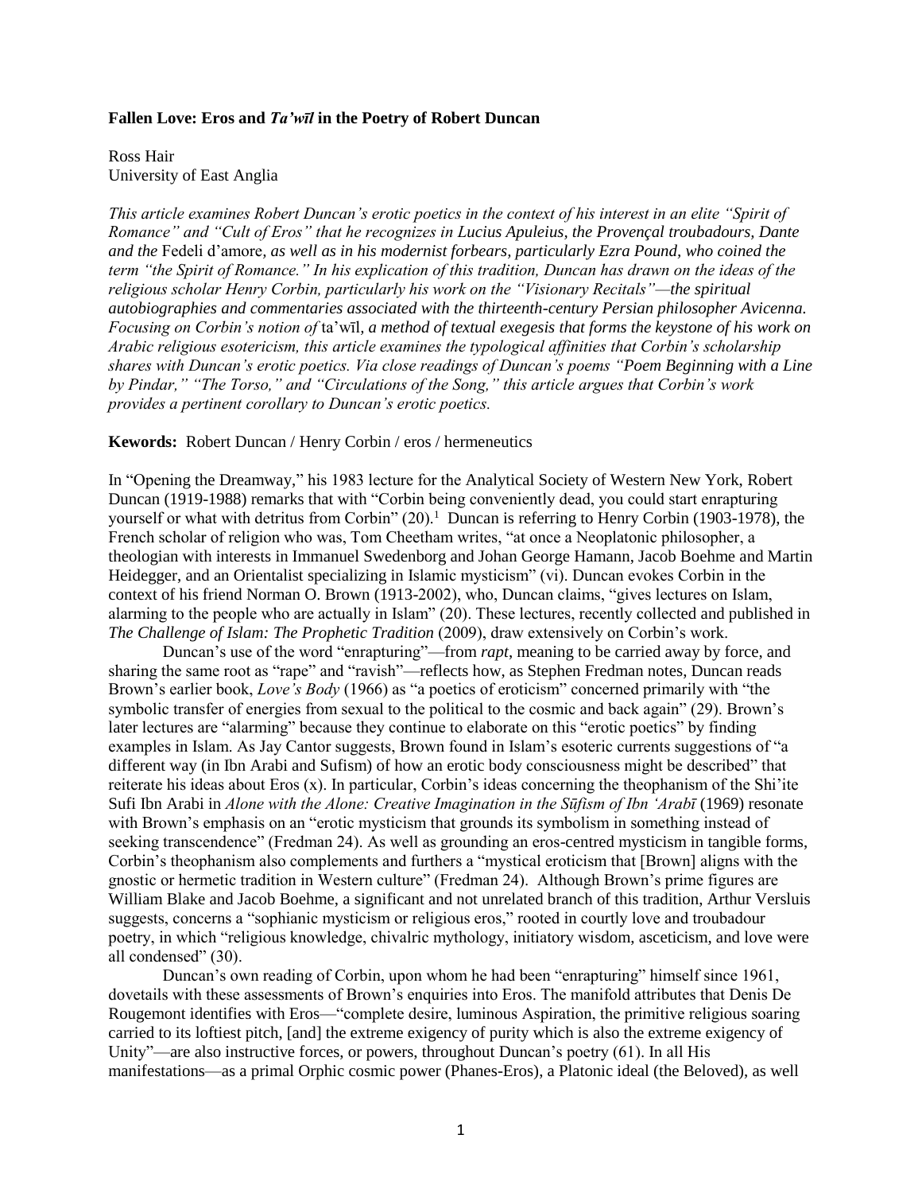**Fallen Love: Eros and *Ta'wīl* in the Poetry of Robert Duncan**

Ross Hair
University of East Anglia

*This article examines Robert Duncan's erotic poetics in the context of his interest in an elite "Spirit of Romance" and "Cult of Eros" that he recognizes in Lucius Apuleius, the Provençal troubadours, Dante and the* Fedeli d'amore*, as well as in his modernist forbears, particularly Ezra Pound, who coined the term "the Spirit of Romance." In his explication of this tradition, Duncan has drawn on the ideas of the religious scholar Henry Corbin, particularly his work on the "Visionary Recitals"—the spiritual autobiographies and commentaries associated with the thirteenth-century Persian philosopher Avicenna. Focusing on Corbin's notion of* ta'wīl*, a method of textual exegesis that forms the keystone of his work on Arabic religious esotericism, this article examines the typological affinities that Corbin's scholarship shares with Duncan's erotic poetics. Via close readings of Duncan's poems "Poem Beginning with a Line by Pindar," "The Torso," and "Circulations of the Song," this article argues that Corbin's work provides a pertinent corollary to Duncan's erotic poetics.*

**Kewords:** Robert Duncan / Henry Corbin / eros / hermeneutics

In "Opening the Dreamway," his 1983 lecture for the Analytical Society of Western New York, Robert Duncan (1919-1988) remarks that with "Corbin being conveniently dead, you could start enrapturing yourself or what with detritus from Corbin" (20).[1] Duncan is referring to Henry Corbin (1903-1978), the French scholar of religion who was, Tom Cheetham writes, "at once a Neoplatonic philosopher, a theologian with interests in Immanuel Swedenborg and Johan George Hamann, Jacob Boehme and Martin Heidegger, and an Orientalist specializing in Islamic mysticism" (vi). Duncan evokes Corbin in the context of his friend Norman O. Brown (1913-2002), who, Duncan claims, "gives lectures on Islam, alarming to the people who are actually in Islam" (20). These lectures, recently collected and published in *The Challenge of Islam: The Prophetic Tradition* (2009), draw extensively on Corbin's work.

Duncan's use of the word "enrapturing"—from *rapt*, meaning to be carried away by force, and sharing the same root as "rape" and "ravish"—reflects how, as Stephen Fredman notes, Duncan reads Brown's earlier book, *Love's Body* (1966) as "a poetics of eroticism" concerned primarily with "the symbolic transfer of energies from sexual to the political to the cosmic and back again" (29). Brown's later lectures are "alarming" because they continue to elaborate on this "erotic poetics" by finding examples in Islam. As Jay Cantor suggests, Brown found in Islam's esoteric currents suggestions of "a different way (in Ibn Arabi and Sufism) of how an erotic body consciousness might be described" that reiterate his ideas about Eros (x). In particular, Corbin's ideas concerning the theophanism of the Shi'ite Sufi Ibn Arabi in *Alone with the Alone: Creative Imagination in the Sūfism of Ibn 'Arabī* (1969) resonate with Brown's emphasis on an "erotic mysticism that grounds its symbolism in something instead of seeking transcendence" (Fredman 24). As well as grounding an eros-centred mysticism in tangible forms, Corbin's theophanism also complements and furthers a "mystical eroticism that [Brown] aligns with the gnostic or hermetic tradition in Western culture" (Fredman 24). Although Brown's prime figures are William Blake and Jacob Boehme, a significant and not unrelated branch of this tradition, Arthur Versluis suggests, concerns a "sophianic mysticism or religious eros," rooted in courtly love and troubadour poetry, in which "religious knowledge, chivalric mythology, initiatory wisdom, asceticism, and love were all condensed" (30).

Duncan's own reading of Corbin, upon whom he had been "enrapturing" himself since 1961, dovetails with these assessments of Brown's enquiries into Eros. The manifold attributes that Denis De Rougemont identifies with Eros—"complete desire, luminous Aspiration, the primitive religious soaring carried to its loftiest pitch, [and] the extreme exigency of purity which is also the extreme exigency of Unity"—are also instructive forces, or powers, throughout Duncan's poetry (61). In all His manifestations—as a primal Orphic cosmic power (Phanes-Eros), a Platonic ideal (the Beloved), as well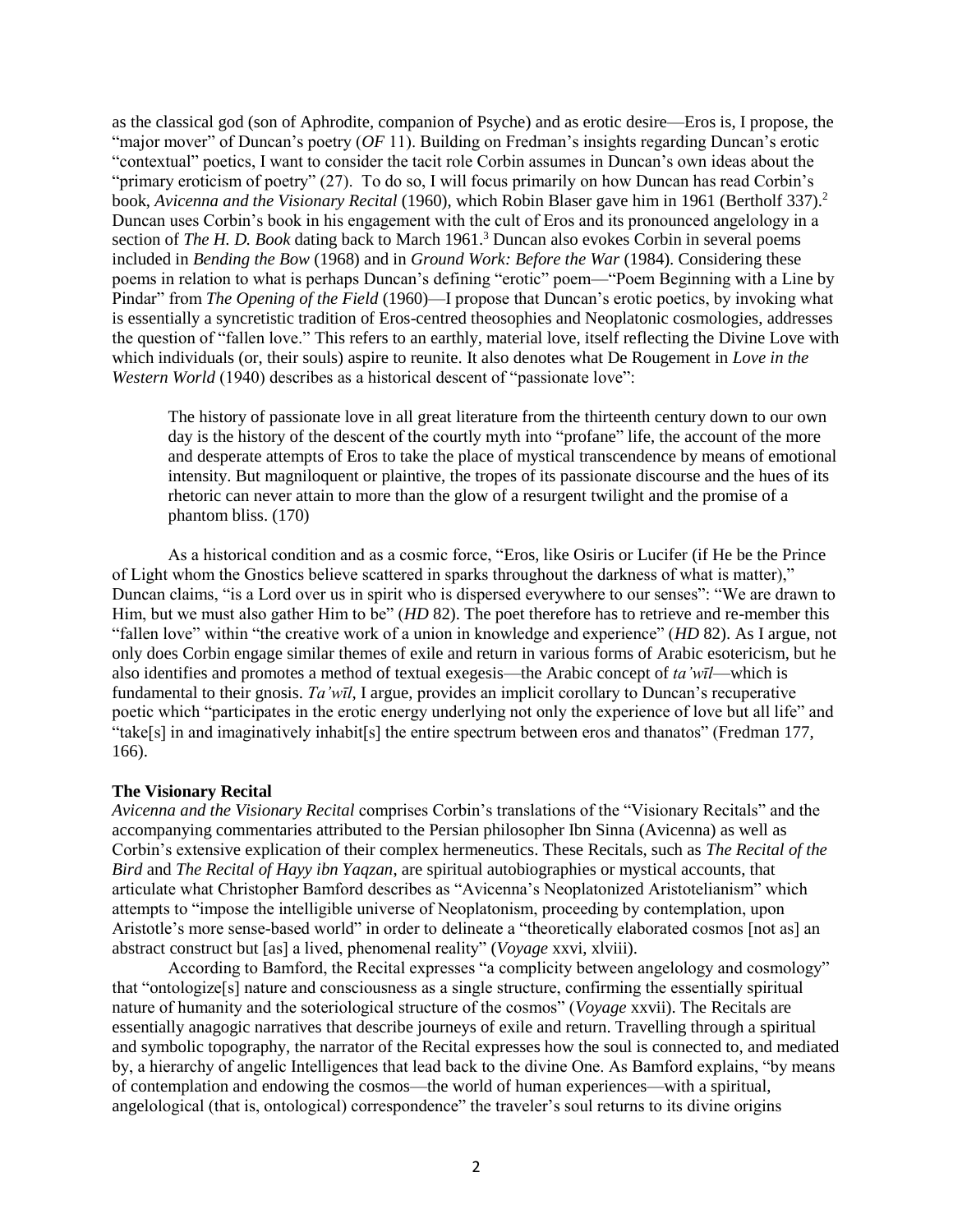as the classical god (son of Aphrodite, companion of Psyche) and as erotic desire—Eros is, I propose, the "major mover" of Duncan's poetry (*OF* 11). Building on Fredman's insights regarding Duncan's erotic "contextual" poetics, I want to consider the tacit role Corbin assumes in Duncan's own ideas about the "primary eroticism of poetry" (27). To do so, I will focus primarily on how Duncan has read Corbin's book, *Avicenna and the Visionary Recital* (1960), which Robin Blaser gave him in 1961 (Bertholf 337).[2] Duncan uses Corbin's book in his engagement with the cult of Eros and its pronounced angelology in a section of *The H. D. Book* dating back to March 1961.[3] Duncan also evokes Corbin in several poems included in *Bending the Bow* (1968) and in *Ground Work: Before the War* (1984). Considering these poems in relation to what is perhaps Duncan's defining "erotic" poem—"Poem Beginning with a Line by Pindar" from *The Opening of the Field* (1960)—I propose that Duncan's erotic poetics, by invoking what is essentially a syncretistic tradition of Eros-centred theosophies and Neoplatonic cosmologies, addresses the question of "fallen love." This refers to an earthly, material love, itself reflecting the Divine Love with which individuals (or, their souls) aspire to reunite. It also denotes what De Rougement in *Love in the Western World* (1940) describes as a historical descent of "passionate love":

> The history of passionate love in all great literature from the thirteenth century down to our own day is the history of the descent of the courtly myth into "profane" life, the account of the more and desperate attempts of Eros to take the place of mystical transcendence by means of emotional intensity. But magniloquent or plaintive, the tropes of its passionate discourse and the hues of its rhetoric can never attain to more than the glow of a resurgent twilight and the promise of a phantom bliss. (170)

As a historical condition and as a cosmic force, "Eros, like Osiris or Lucifer (if He be the Prince of Light whom the Gnostics believe scattered in sparks throughout the darkness of what is matter)," Duncan claims, "is a Lord over us in spirit who is dispersed everywhere to our senses": "We are drawn to Him, but we must also gather Him to be" (*HD* 82). The poet therefore has to retrieve and re-member this "fallen love" within "the creative work of a union in knowledge and experience" (*HD* 82). As I argue, not only does Corbin engage similar themes of exile and return in various forms of Arabic esotericism, but he also identifies and promotes a method of textual exegesis—the Arabic concept of *ta'wīl*—which is fundamental to their gnosis. *Ta'wīl*, I argue, provides an implicit corollary to Duncan's recuperative poetic which "participates in the erotic energy underlying not only the experience of love but all life" and "take[s] in and imaginatively inhabit[s] the entire spectrum between eros and thanatos" (Fredman 177, 166).

**The Visionary Recital**

*Avicenna and the Visionary Recital* comprises Corbin's translations of the "Visionary Recitals" and the accompanying commentaries attributed to the Persian philosopher Ibn Sinna (Avicenna) as well as Corbin's extensive explication of their complex hermeneutics. These Recitals, such as *The Recital of the Bird* and *The Recital of Hayy ibn Yaqzan*, are spiritual autobiographies or mystical accounts, that articulate what Christopher Bamford describes as "Avicenna's Neoplatonized Aristotelianism" which attempts to "impose the intelligible universe of Neoplatonism, proceeding by contemplation, upon Aristotle's more sense-based world" in order to delineate a "theoretically elaborated cosmos [not as] an abstract construct but [as] a lived, phenomenal reality" (*Voyage* xxvi, xlviii).

According to Bamford, the Recital expresses "a complicity between angelology and cosmology" that "ontologize[s] nature and consciousness as a single structure, confirming the essentially spiritual nature of humanity and the soteriological structure of the cosmos" (*Voyage* xxvii). The Recitals are essentially anagogic narratives that describe journeys of exile and return. Travelling through a spiritual and symbolic topography, the narrator of the Recital expresses how the soul is connected to, and mediated by, a hierarchy of angelic Intelligences that lead back to the divine One. As Bamford explains, "by means of contemplation and endowing the cosmos—the world of human experiences—with a spiritual, angelological (that is, ontological) correspondence" the traveler's soul returns to its divine origins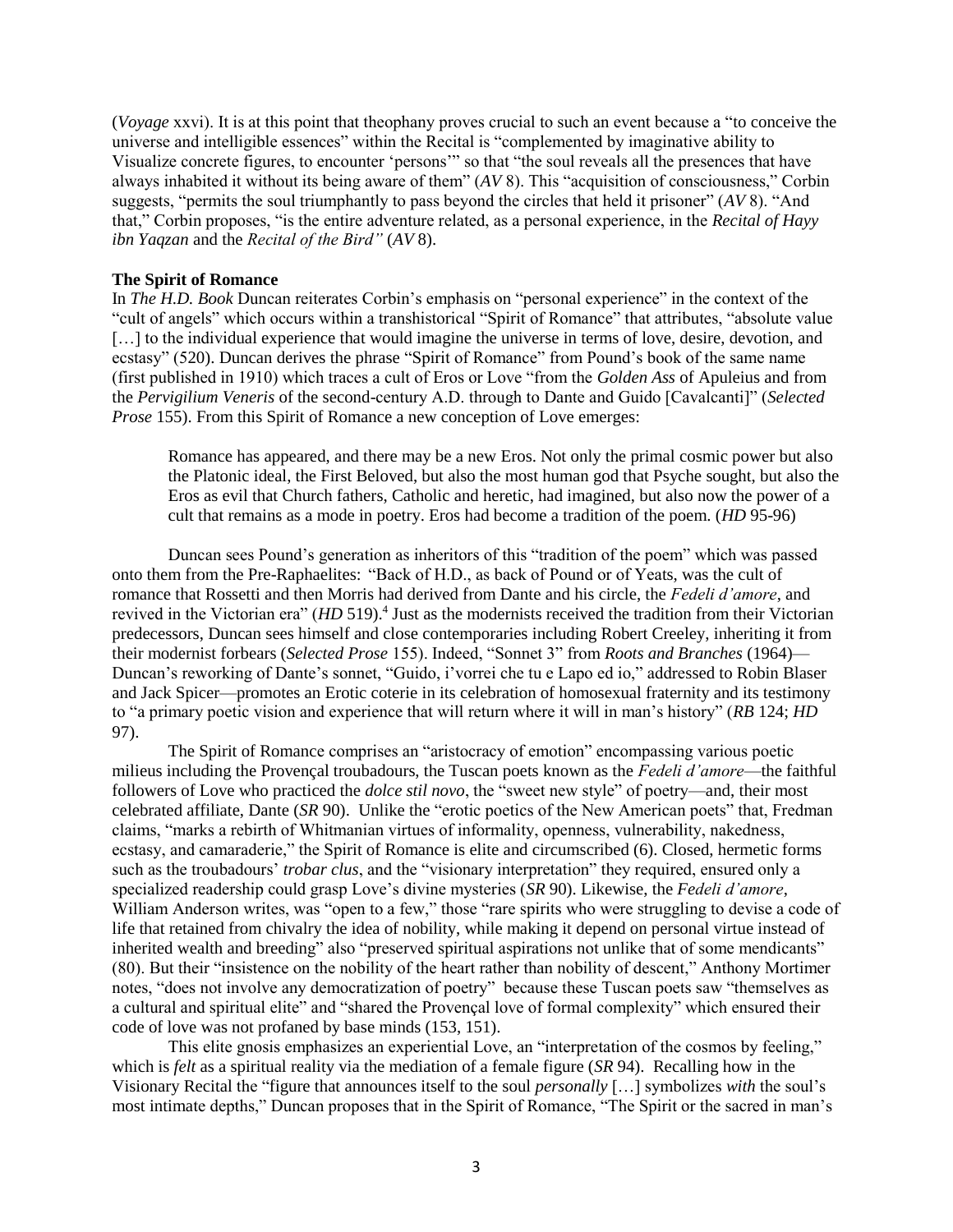(*Voyage* xxvi). It is at this point that theophany proves crucial to such an event because a "to conceive the universe and intelligible essences" within the Recital is "complemented by imaginative ability to Visualize concrete figures, to encounter 'persons'" so that "the soul reveals all the presences that have always inhabited it without its being aware of them" (*AV* 8). This "acquisition of consciousness," Corbin suggests, "permits the soul triumphantly to pass beyond the circles that held it prisoner" (*AV* 8). "And that," Corbin proposes, "is the entire adventure related, as a personal experience, in the *Recital of Hayy ibn Yaqzan* and the *Recital of the Bird"* (*AV* 8).

**The Spirit of Romance**

In *The H.D. Book* Duncan reiterates Corbin's emphasis on "personal experience" in the context of the "cult of angels" which occurs within a transhistorical "Spirit of Romance" that attributes, "absolute value […] to the individual experience that would imagine the universe in terms of love, desire, devotion, and ecstasy" (520). Duncan derives the phrase "Spirit of Romance" from Pound's book of the same name (first published in 1910) which traces a cult of Eros or Love "from the *Golden Ass* of Apuleius and from the *Pervigilium Veneris* of the second-century A.D. through to Dante and Guido [Cavalcanti]" (*Selected Prose* 155). From this Spirit of Romance a new conception of Love emerges:

> Romance has appeared, and there may be a new Eros. Not only the primal cosmic power but also the Platonic ideal, the First Beloved, but also the most human god that Psyche sought, but also the Eros as evil that Church fathers, Catholic and heretic, had imagined, but also now the power of a cult that remains as a mode in poetry. Eros had become a tradition of the poem. (*HD* 95-96)

Duncan sees Pound's generation as inheritors of this "tradition of the poem" which was passed onto them from the Pre-Raphaelites: "Back of H.D., as back of Pound or of Yeats, was the cult of romance that Rossetti and then Morris had derived from Dante and his circle, the *Fedeli d'amore*, and revived in the Victorian era" (*HD* 519).[4] Just as the modernists received the tradition from their Victorian predecessors, Duncan sees himself and close contemporaries including Robert Creeley, inheriting it from their modernist forbears (*Selected Prose* 155). Indeed, "Sonnet 3" from *Roots and Branches* (1964)—Duncan's reworking of Dante's sonnet, "Guido, i'vorrei che tu e Lapo ed io," addressed to Robin Blaser and Jack Spicer—promotes an Erotic coterie in its celebration of homosexual fraternity and its testimony to "a primary poetic vision and experience that will return where it will in man's history" (*RB* 124; *HD* 97).

The Spirit of Romance comprises an "aristocracy of emotion" encompassing various poetic milieus including the Provençal troubadours, the Tuscan poets known as the *Fedeli d'amore*—the faithful followers of Love who practiced the *dolce stil novo*, the "sweet new style" of poetry—and, their most celebrated affiliate, Dante (*SR* 90). Unlike the "erotic poetics of the New American poets" that, Fredman claims, "marks a rebirth of Whitmanian virtues of informality, openness, vulnerability, nakedness, ecstasy, and camaraderie," the Spirit of Romance is elite and circumscribed (6). Closed, hermetic forms such as the troubadours' *trobar clus*, and the "visionary interpretation" they required, ensured only a specialized readership could grasp Love's divine mysteries (*SR* 90). Likewise, the *Fedeli d'amore*, William Anderson writes, was "open to a few," those "rare spirits who were struggling to devise a code of life that retained from chivalry the idea of nobility, while making it depend on personal virtue instead of inherited wealth and breeding" also "preserved spiritual aspirations not unlike that of some mendicants" (80). But their "insistence on the nobility of the heart rather than nobility of descent," Anthony Mortimer notes, "does not involve any democratization of poetry" because these Tuscan poets saw "themselves as a cultural and spiritual elite" and "shared the Provençal love of formal complexity" which ensured their code of love was not profaned by base minds (153, 151).

This elite gnosis emphasizes an experiential Love, an "interpretation of the cosmos by feeling," which is *felt* as a spiritual reality via the mediation of a female figure (*SR* 94). Recalling how in the Visionary Recital the "figure that announces itself to the soul *personally* […] symbolizes *with* the soul's most intimate depths," Duncan proposes that in the Spirit of Romance, "The Spirit or the sacred in man's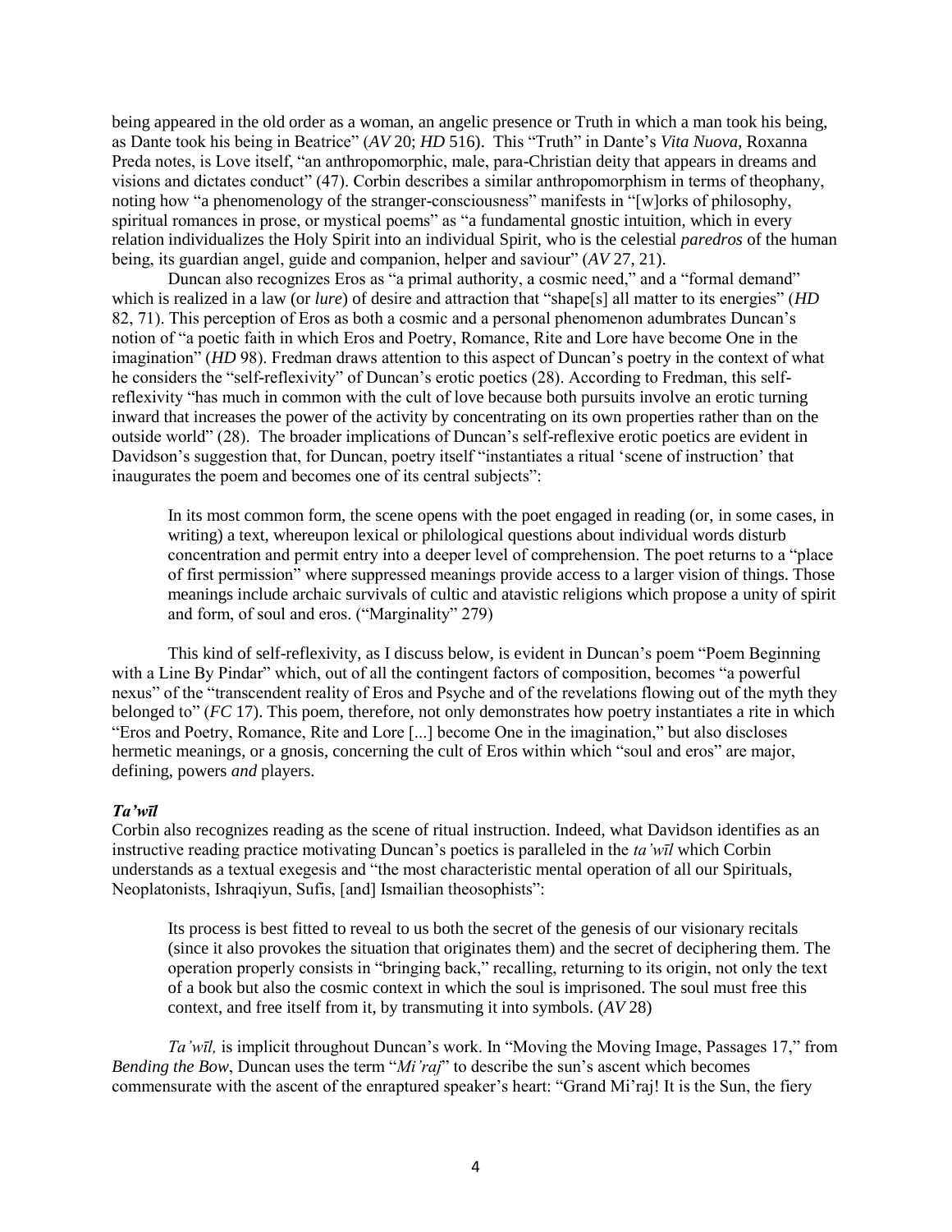being appeared in the old order as a woman, an angelic presence or Truth in which a man took his being, as Dante took his being in Beatrice" (*AV* 20; *HD* 516). This "Truth" in Dante's *Vita Nuova*, Roxanna Preda notes, is Love itself, "an anthropomorphic, male, para-Christian deity that appears in dreams and visions and dictates conduct" (47). Corbin describes a similar anthropomorphism in terms of theophany, noting how "a phenomenology of the stranger-consciousness" manifests in "[w]orks of philosophy, spiritual romances in prose, or mystical poems" as "a fundamental gnostic intuition, which in every relation individualizes the Holy Spirit into an individual Spirit, who is the celestial *paredros* of the human being, its guardian angel, guide and companion, helper and saviour" (*AV* 27, 21).

Duncan also recognizes Eros as "a primal authority, a cosmic need," and a "formal demand" which is realized in a law (or *lure*) of desire and attraction that "shape[s] all matter to its energies" (*HD* 82, 71). This perception of Eros as both a cosmic and a personal phenomenon adumbrates Duncan's notion of "a poetic faith in which Eros and Poetry, Romance, Rite and Lore have become One in the imagination" (*HD* 98). Fredman draws attention to this aspect of Duncan's poetry in the context of what he considers the "self-reflexivity" of Duncan's erotic poetics (28). According to Fredman, this self-reflexivity "has much in common with the cult of love because both pursuits involve an erotic turning inward that increases the power of the activity by concentrating on its own properties rather than on the outside world" (28). The broader implications of Duncan's self-reflexive erotic poetics are evident in Davidson's suggestion that, for Duncan, poetry itself "instantiates a ritual 'scene of instruction' that inaugurates the poem and becomes one of its central subjects":

> In its most common form, the scene opens with the poet engaged in reading (or, in some cases, in writing) a text, whereupon lexical or philological questions about individual words disturb concentration and permit entry into a deeper level of comprehension. The poet returns to a "place of first permission" where suppressed meanings provide access to a larger vision of things. Those meanings include archaic survivals of cultic and atavistic religions which propose a unity of spirit and form, of soul and eros. ("Marginality" 279)

This kind of self-reflexivity, as I discuss below, is evident in Duncan's poem "Poem Beginning with a Line By Pindar" which, out of all the contingent factors of composition, becomes "a powerful nexus" of the "transcendent reality of Eros and Psyche and of the revelations flowing out of the myth they belonged to" (*FC* 17). This poem, therefore, not only demonstrates how poetry instantiates a rite in which "Eros and Poetry, Romance, Rite and Lore [...] become One in the imagination," but also discloses hermetic meanings, or a gnosis, concerning the cult of Eros within which "soul and eros" are major, defining, powers *and* players.

### *Ta'wīl*

Corbin also recognizes reading as the scene of ritual instruction. Indeed, what Davidson identifies as an instructive reading practice motivating Duncan's poetics is paralleled in the *ta'wīl* which Corbin understands as a textual exegesis and "the most characteristic mental operation of all our Spirituals, Neoplatonists, Ishraqiyun, Sufis, [and] Ismailian theosophists":

> Its process is best fitted to reveal to us both the secret of the genesis of our visionary recitals (since it also provokes the situation that originates them) and the secret of deciphering them. The operation properly consists in "bringing back," recalling, returning to its origin, not only the text of a book but also the cosmic context in which the soul is imprisoned. The soul must free this context, and free itself from it, by transmuting it into symbols. (*AV* 28)

*Ta'wīl,* is implicit throughout Duncan's work. In "Moving the Moving Image, Passages 17," from *Bending the Bow*, Duncan uses the term "*Mi'raj*" to describe the sun's ascent which becomes commensurate with the ascent of the enraptured speaker's heart: "Grand Mi'raj! It is the Sun, the fiery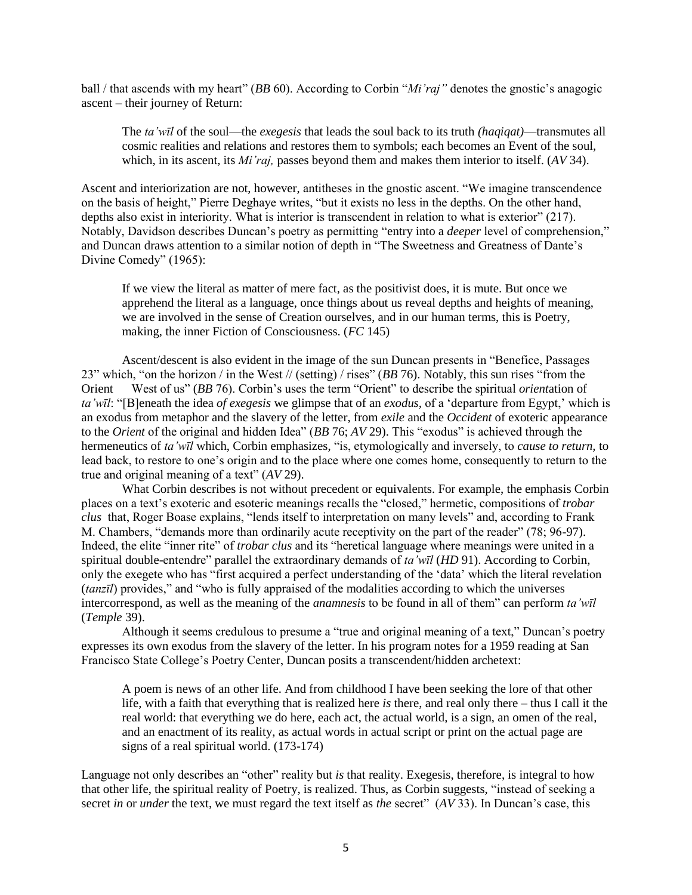ball / that ascends with my heart" (*BB* 60). According to Corbin "*Mi'raj"* denotes the gnostic's anagogic ascent – their journey of Return:

> The *ta'wīl* of the soul—the *exegesis* that leads the soul back to its truth *(haqiqat)*—transmutes all cosmic realities and relations and restores them to symbols; each becomes an Event of the soul, which, in its ascent, its *Mi'raj,* passes beyond them and makes them interior to itself. (*AV* 34).

Ascent and interiorization are not, however, antitheses in the gnostic ascent. "We imagine transcendence on the basis of height," Pierre Deghaye writes, "but it exists no less in the depths. On the other hand, depths also exist in interiority. What is interior is transcendent in relation to what is exterior" (217). Notably, Davidson describes Duncan's poetry as permitting "entry into a *deeper* level of comprehension," and Duncan draws attention to a similar notion of depth in "The Sweetness and Greatness of Dante's Divine Comedy" (1965):

> If we view the literal as matter of mere fact, as the positivist does, it is mute. But once we apprehend the literal as a language, once things about us reveal depths and heights of meaning, we are involved in the sense of Creation ourselves, and in our human terms, this is Poetry, making, the inner Fiction of Consciousness. (*FC* 145)

Ascent/descent is also evident in the image of the sun Duncan presents in "Benefice, Passages 23" which, "on the horizon / in the West // (setting) / rises" (*BB* 76). Notably, this sun rises "from the Orient West of us" (*BB* 76). Corbin's uses the term "Orient" to describe the spiritual *orient*ation of *ta'wīl*: "[B]eneath the idea *of exegesis* we glimpse that of an *exodus,* of a 'departure from Egypt,' which is an exodus from metaphor and the slavery of the letter, from *exile* and the *Occident* of exoteric appearance to the *Orient* of the original and hidden Idea" (*BB* 76; *AV* 29). This "exodus" is achieved through the hermeneutics of *ta'wīl* which, Corbin emphasizes, "is, etymologically and inversely, to *cause to return,* to lead back, to restore to one's origin and to the place where one comes home, consequently to return to the true and original meaning of a text" (*AV* 29).

What Corbin describes is not without precedent or equivalents. For example, the emphasis Corbin places on a text's exoteric and esoteric meanings recalls the "closed," hermetic, compositions of *trobar clus* that, Roger Boase explains, "lends itself to interpretation on many levels" and, according to Frank M. Chambers, "demands more than ordinarily acute receptivity on the part of the reader" (78; 96-97). Indeed, the elite "inner rite" of *trobar clus* and its "heretical language where meanings were united in a spiritual double-entendre" parallel the extraordinary demands of *ta'wīl* (*HD* 91). According to Corbin, only the exegete who has "first acquired a perfect understanding of the 'data' which the literal revelation (*tanzīl*) provides," and "who is fully appraised of the modalities according to which the universes intercorrespond, as well as the meaning of the *anamnesis* to be found in all of them" can perform *ta'wīl* (*Temple* 39).

Although it seems credulous to presume a "true and original meaning of a text," Duncan's poetry expresses its own exodus from the slavery of the letter. In his program notes for a 1959 reading at San Francisco State College's Poetry Center, Duncan posits a transcendent/hidden archetext:

> A poem is news of an other life. And from childhood I have been seeking the lore of that other life, with a faith that everything that is realized here *is* there, and real only there – thus I call it the real world: that everything we do here, each act, the actual world, is a sign, an omen of the real, and an enactment of its reality, as actual words in actual script or print on the actual page are signs of a real spiritual world. (173-174)

Language not only describes an "other" reality but *is* that reality. Exegesis, therefore, is integral to how that other life, the spiritual reality of Poetry, is realized. Thus, as Corbin suggests, "instead of seeking a secret *in* or *under* the text, we must regard the text itself as *the* secret" (*AV* 33). In Duncan's case, this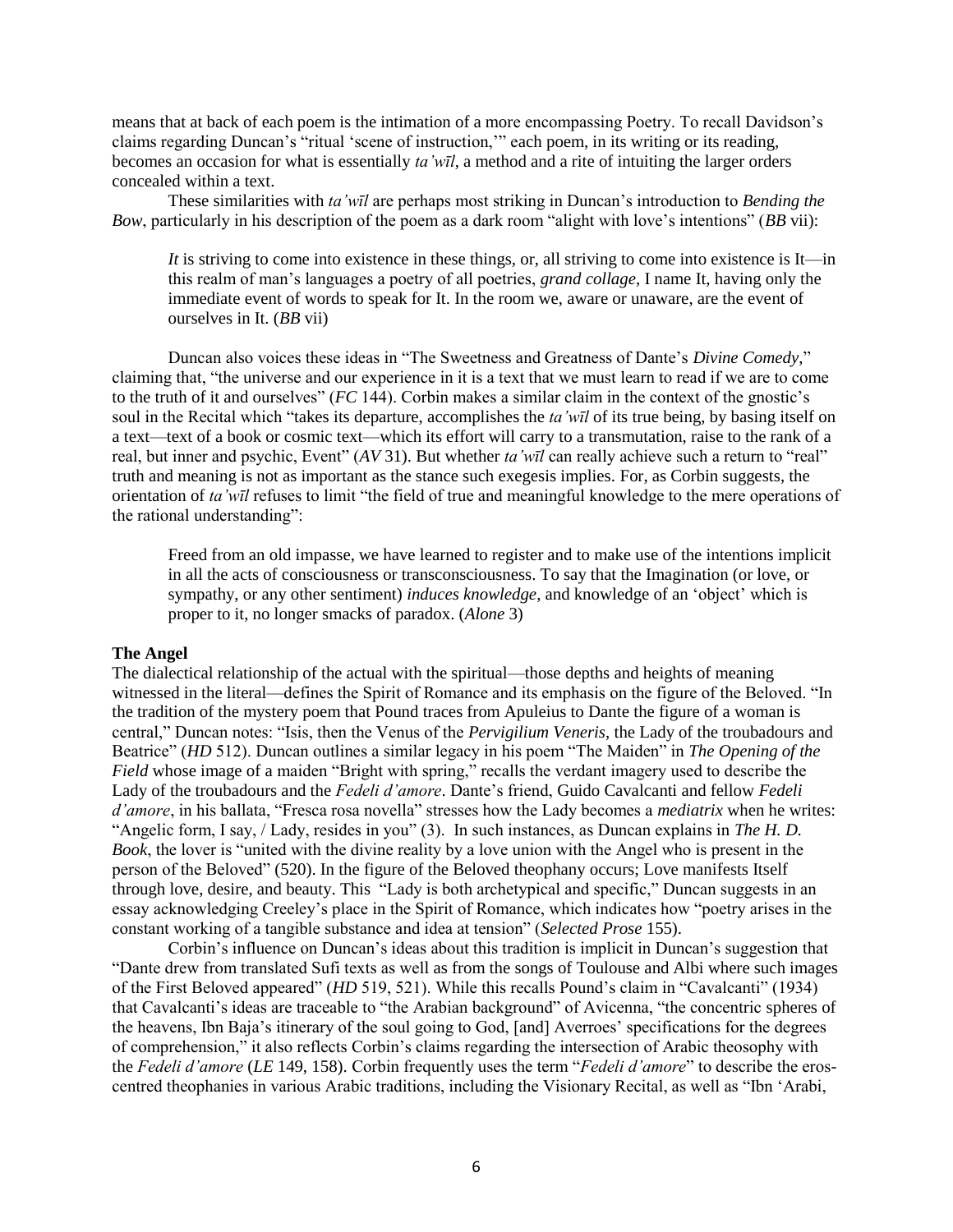means that at back of each poem is the intimation of a more encompassing Poetry. To recall Davidson's claims regarding Duncan's "ritual 'scene of instruction,'" each poem, in its writing or its reading, becomes an occasion for what is essentially *ta'wīl*, a method and a rite of intuiting the larger orders concealed within a text.

These similarities with *ta'wīl* are perhaps most striking in Duncan's introduction to *Bending the Bow*, particularly in his description of the poem as a dark room "alight with love's intentions" (*BB* vii):

> *It* is striving to come into existence in these things, or, all striving to come into existence is It—in this realm of man's languages a poetry of all poetries, *grand collage*, I name It, having only the immediate event of words to speak for It. In the room we, aware or unaware, are the event of ourselves in It. (*BB* vii)

Duncan also voices these ideas in "The Sweetness and Greatness of Dante's *Divine Comedy*," claiming that, "the universe and our experience in it is a text that we must learn to read if we are to come to the truth of it and ourselves" (*FC* 144). Corbin makes a similar claim in the context of the gnostic's soul in the Recital which "takes its departure, accomplishes the *ta'wīl* of its true being, by basing itself on a text—text of a book or cosmic text—which its effort will carry to a transmutation, raise to the rank of a real, but inner and psychic, Event" (*AV* 31). But whether *ta'wīl* can really achieve such a return to "real" truth and meaning is not as important as the stance such exegesis implies. For, as Corbin suggests, the orientation of *ta'wīl* refuses to limit "the field of true and meaningful knowledge to the mere operations of the rational understanding":

> Freed from an old impasse, we have learned to register and to make use of the intentions implicit in all the acts of consciousness or transconsciousness. To say that the Imagination (or love, or sympathy, or any other sentiment) *induces knowledge*, and knowledge of an 'object' which is proper to it, no longer smacks of paradox. (*Alone* 3)

**The Angel**

The dialectical relationship of the actual with the spiritual—those depths and heights of meaning witnessed in the literal—defines the Spirit of Romance and its emphasis on the figure of the Beloved. "In the tradition of the mystery poem that Pound traces from Apuleius to Dante the figure of a woman is central," Duncan notes: "Isis, then the Venus of the *Pervigilium Veneris*, the Lady of the troubadours and Beatrice" (*HD* 512). Duncan outlines a similar legacy in his poem "The Maiden" in *The Opening of the Field* whose image of a maiden "Bright with spring," recalls the verdant imagery used to describe the Lady of the troubadours and the *Fedeli d'amore*. Dante's friend, Guido Cavalcanti and fellow *Fedeli d'amore*, in his ballata, "Fresca rosa novella" stresses how the Lady becomes a *mediatrix* when he writes: "Angelic form, I say, / Lady, resides in you" (3). In such instances, as Duncan explains in *The H. D. Book*, the lover is "united with the divine reality by a love union with the Angel who is present in the person of the Beloved" (520). In the figure of the Beloved theophany occurs; Love manifests Itself through love, desire, and beauty. This "Lady is both archetypical and specific," Duncan suggests in an essay acknowledging Creeley's place in the Spirit of Romance, which indicates how "poetry arises in the constant working of a tangible substance and idea at tension" (*Selected Prose* 155).

Corbin's influence on Duncan's ideas about this tradition is implicit in Duncan's suggestion that "Dante drew from translated Sufi texts as well as from the songs of Toulouse and Albi where such images of the First Beloved appeared" (*HD* 519, 521). While this recalls Pound's claim in "Cavalcanti" (1934) that Cavalcanti's ideas are traceable to "the Arabian background" of Avicenna, "the concentric spheres of the heavens, Ibn Baja's itinerary of the soul going to God, [and] Averroes' specifications for the degrees of comprehension," it also reflects Corbin's claims regarding the intersection of Arabic theosophy with the *Fedeli d'amore* (*LE* 149, 158). Corbin frequently uses the term "*Fedeli d'amore*" to describe the eros-centred theophanies in various Arabic traditions, including the Visionary Recital, as well as "Ibn 'Arabi,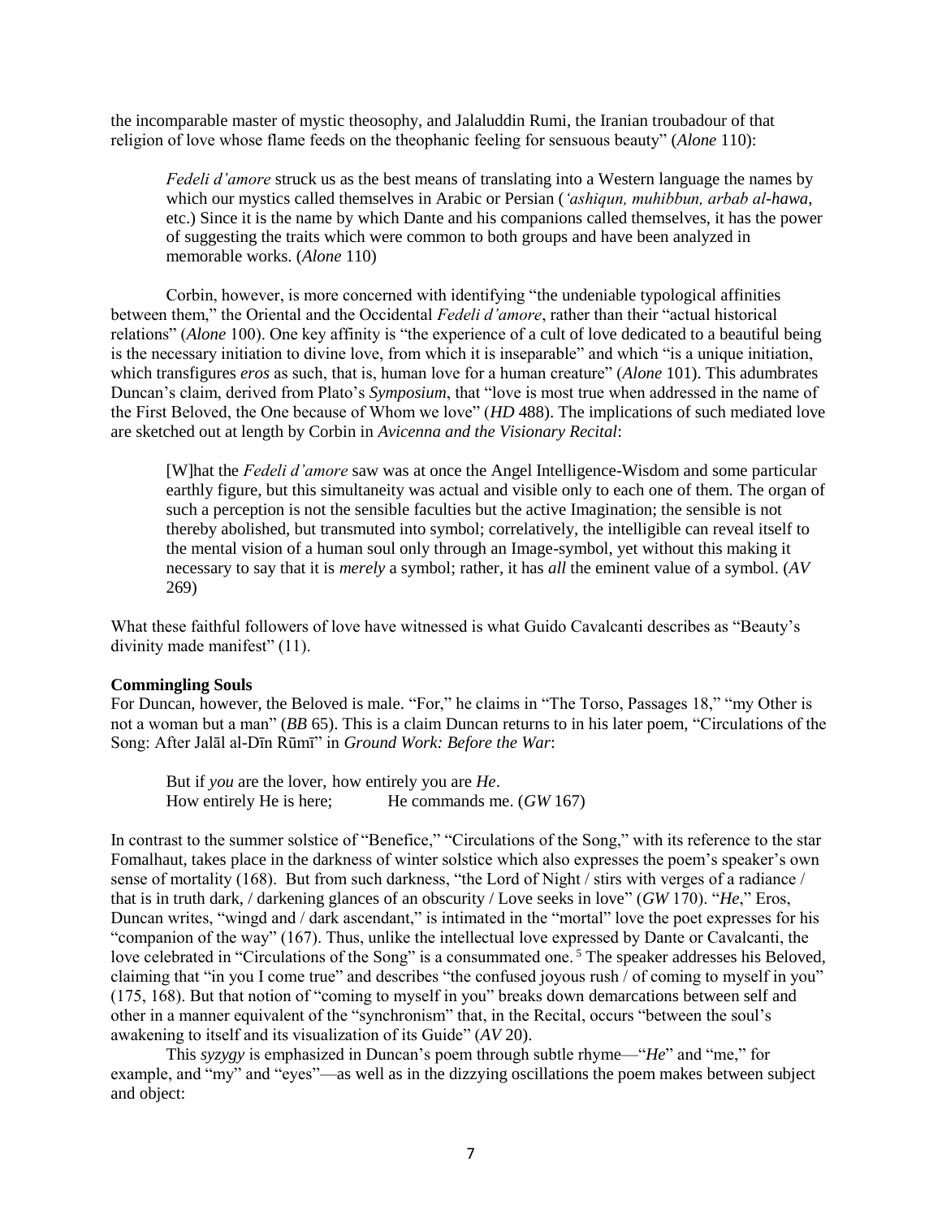the incomparable master of mystic theosophy, and Jalaluddin Rumi, the Iranian troubadour of that religion of love whose flame feeds on the theophanic feeling for sensuous beauty" (*Alone* 110):

> *Fedeli d'amore* struck us as the best means of translating into a Western language the names by which our mystics called themselves in Arabic or Persian (*'ashiqun, muhibbun, arbab al-hawa*, etc.) Since it is the name by which Dante and his companions called themselves, it has the power of suggesting the traits which were common to both groups and have been analyzed in memorable works. (*Alone* 110)

Corbin, however, is more concerned with identifying "the undeniable typological affinities between them," the Oriental and the Occidental *Fedeli d'amore*, rather than their "actual historical relations" (*Alone* 100). One key affinity is "the experience of a cult of love dedicated to a beautiful being is the necessary initiation to divine love, from which it is inseparable" and which "is a unique initiation, which transfigures *eros* as such, that is, human love for a human creature" (*Alone* 101). This adumbrates Duncan's claim, derived from Plato's *Symposium*, that "love is most true when addressed in the name of the First Beloved, the One because of Whom we love" (*HD* 488). The implications of such mediated love are sketched out at length by Corbin in *Avicenna and the Visionary Recital*:

> [W]hat the *Fedeli d'amore* saw was at once the Angel Intelligence-Wisdom and some particular earthly figure, but this simultaneity was actual and visible only to each one of them. The organ of such a perception is not the sensible faculties but the active Imagination; the sensible is not thereby abolished, but transmuted into symbol; correlatively, the intelligible can reveal itself to the mental vision of a human soul only through an Image-symbol, yet without this making it necessary to say that it is *merely* a symbol; rather, it has *all* the eminent value of a symbol. (*AV* 269)

What these faithful followers of love have witnessed is what Guido Cavalcanti describes as "Beauty's divinity made manifest" (11).

**Commingling Souls**

For Duncan, however, the Beloved is male. "For," he claims in "The Torso, Passages 18," "my Other is not a woman but a man" (*BB* 65). This is a claim Duncan returns to in his later poem, "Circulations of the Song: After Jalāl al-Dīn Rūmī" in *Ground Work: Before the War*:

> But if *you* are the lover, how entirely you are *He*.
> How entirely He is here;          He commands me. (*GW* 167)

In contrast to the summer solstice of "Benefice," "Circulations of the Song," with its reference to the star Fomalhaut, takes place in the darkness of winter solstice which also expresses the poem's speaker's own sense of mortality (168). But from such darkness, "the Lord of Night / stirs with verges of a radiance / that is in truth dark, / darkening glances of an obscurity / Love seeks in love" (*GW* 170). "*He*," Eros, Duncan writes, "wingd and / dark ascendant," is intimated in the "mortal" love the poet expresses for his "companion of the way" (167). Thus, unlike the intellectual love expressed by Dante or Cavalcanti, the love celebrated in "Circulations of the Song" is a consummated one. [5] The speaker addresses his Beloved, claiming that "in you I come true" and describes "the confused joyous rush / of coming to myself in you" (175, 168). But that notion of "coming to myself in you" breaks down demarcations between self and other in a manner equivalent of the "synchronism" that, in the Recital, occurs "between the soul's awakening to itself and its visualization of its Guide" (*AV* 20).

This *syzygy* is emphasized in Duncan's poem through subtle rhyme—"*He*" and "me," for example, and "my" and "eyes"—as well as in the dizzying oscillations the poem makes between subject and object: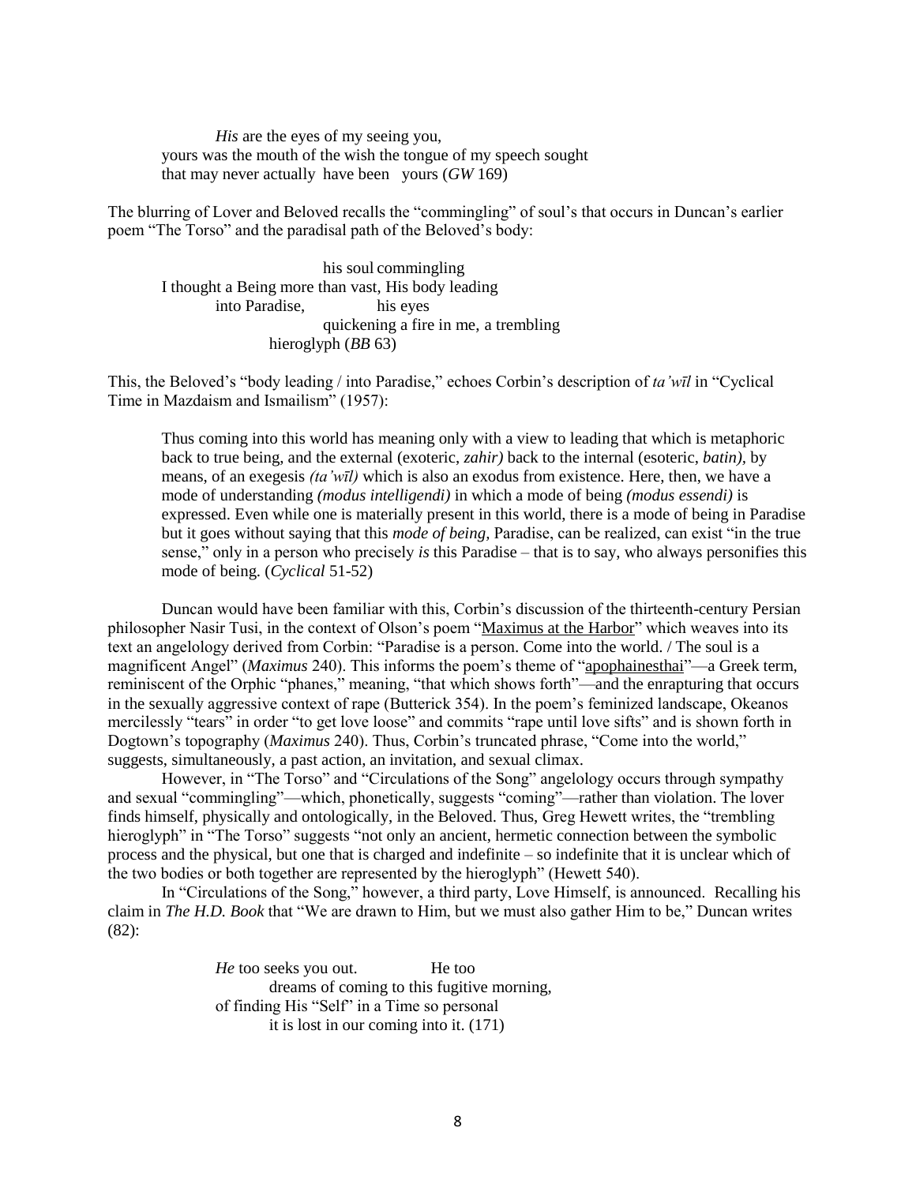> *His* are the eyes of my seeing you,
> yours was the mouth of the wish the tongue of my speech sought
> that may never actually have been yours (*GW* 169)

The blurring of Lover and Beloved recalls the "commingling" of soul's that occurs in Duncan's earlier poem "The Torso" and the paradisal path of the Beloved's body:

> his soul commingling
> I thought a Being more than vast, His body leading
> into Paradise, his eyes
> quickening a fire in me, a trembling
> hieroglyph (*BB* 63)

This, the Beloved's "body leading / into Paradise," echoes Corbin's description of *ta'wīl* in "Cyclical Time in Mazdaism and Ismailism" (1957):

> Thus coming into this world has meaning only with a view to leading that which is metaphoric back to true being, and the external (exoteric, *zahir)* back to the internal (esoteric, *batin),* by means, of an exegesis *(ta'wīl)* which is also an exodus from existence. Here, then, we have a mode of understanding *(modus intelligendi)* in which a mode of being *(modus essendi)* is expressed. Even while one is materially present in this world, there is a mode of being in Paradise but it goes without saying that this *mode of being,* Paradise, can be realized, can exist "in the true sense," only in a person who precisely *is* this Paradise – that is to say, who always personifies this mode of being. (*Cyclical* 51-52)

Duncan would have been familiar with this, Corbin's discussion of the thirteenth-century Persian philosopher Nasir Tusi, in the context of Olson's poem "Maximus at the Harbor" which weaves into its text an angelology derived from Corbin: "Paradise is a person. Come into the world. / The soul is a magnificent Angel" (*Maximus* 240). This informs the poem's theme of "apophainesthai"—a Greek term, reminiscent of the Orphic "phanes," meaning, "that which shows forth"—and the enrapturing that occurs in the sexually aggressive context of rape (Butterick 354). In the poem's feminized landscape, Okeanos mercilessly "tears" in order "to get love loose" and commits "rape until love sifts" and is shown forth in Dogtown's topography (*Maximus* 240). Thus, Corbin's truncated phrase, "Come into the world," suggests, simultaneously, a past action, an invitation, and sexual climax.

However, in "The Torso" and "Circulations of the Song" angelology occurs through sympathy and sexual "commingling"—which, phonetically, suggests "coming"—rather than violation. The lover finds himself, physically and ontologically, in the Beloved. Thus, Greg Hewett writes, the "trembling hieroglyph" in "The Torso" suggests "not only an ancient, hermetic connection between the symbolic process and the physical, but one that is charged and indefinite – so indefinite that it is unclear which of the two bodies or both together are represented by the hieroglyph" (Hewett 540).

In "Circulations of the Song," however, a third party, Love Himself, is announced. Recalling his claim in *The H.D. Book* that "We are drawn to Him, but we must also gather Him to be," Duncan writes (82):

> *He* too seeks you out. He too
> dreams of coming to this fugitive morning,
> of finding His "Self" in a Time so personal
> it is lost in our coming into it. (171)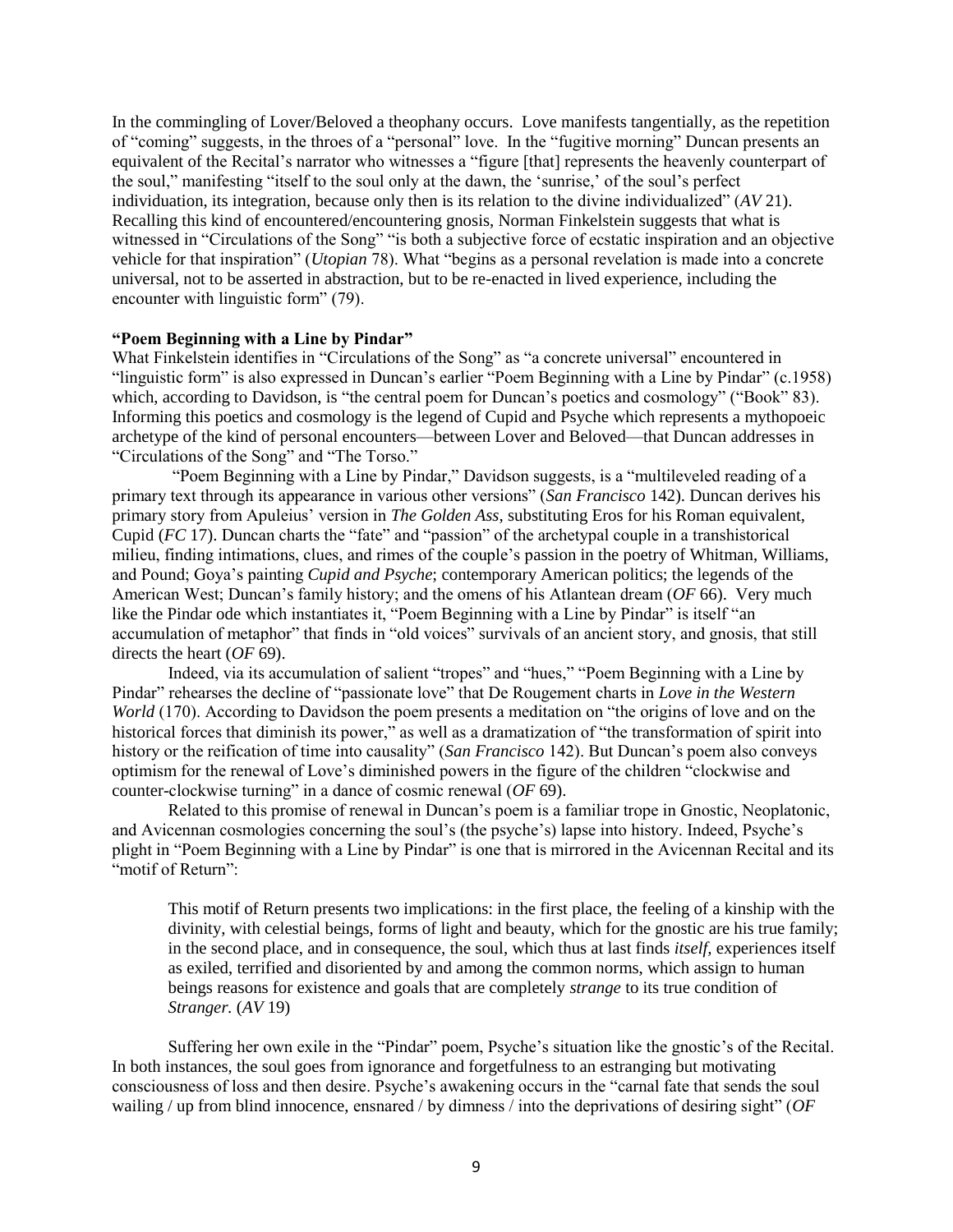In the commingling of Lover/Beloved a theophany occurs. Love manifests tangentially, as the repetition of "coming" suggests, in the throes of a "personal" love. In the "fugitive morning" Duncan presents an equivalent of the Recital's narrator who witnesses a "figure [that] represents the heavenly counterpart of the soul," manifesting "itself to the soul only at the dawn, the 'sunrise,' of the soul's perfect individuation, its integration, because only then is its relation to the divine individualized" (*AV* 21). Recalling this kind of encountered/encountering gnosis, Norman Finkelstein suggests that what is witnessed in "Circulations of the Song" "is both a subjective force of ecstatic inspiration and an objective vehicle for that inspiration" (*Utopian* 78). What "begins as a personal revelation is made into a concrete universal, not to be asserted in abstraction, but to be re-enacted in lived experience, including the encounter with linguistic form" (79).

**"Poem Beginning with a Line by Pindar"**

What Finkelstein identifies in "Circulations of the Song" as "a concrete universal" encountered in "linguistic form" is also expressed in Duncan's earlier "Poem Beginning with a Line by Pindar" (c.1958) which, according to Davidson, is "the central poem for Duncan's poetics and cosmology" ("Book" 83). Informing this poetics and cosmology is the legend of Cupid and Psyche which represents a mythopoeic archetype of the kind of personal encounters—between Lover and Beloved—that Duncan addresses in "Circulations of the Song" and "The Torso."

"Poem Beginning with a Line by Pindar," Davidson suggests, is a "multileveled reading of a primary text through its appearance in various other versions" (*San Francisco* 142). Duncan derives his primary story from Apuleius' version in *The Golden Ass*, substituting Eros for his Roman equivalent, Cupid (*FC* 17). Duncan charts the "fate" and "passion" of the archetypal couple in a transhistorical milieu, finding intimations, clues, and rimes of the couple's passion in the poetry of Whitman, Williams, and Pound; Goya's painting *Cupid and Psyche*; contemporary American politics; the legends of the American West; Duncan's family history; and the omens of his Atlantean dream (*OF* 66). Very much like the Pindar ode which instantiates it, "Poem Beginning with a Line by Pindar" is itself "an accumulation of metaphor" that finds in "old voices" survivals of an ancient story, and gnosis, that still directs the heart (*OF* 69).

Indeed, via its accumulation of salient "tropes" and "hues," "Poem Beginning with a Line by Pindar" rehearses the decline of "passionate love" that De Rougement charts in *Love in the Western World* (170). According to Davidson the poem presents a meditation on "the origins of love and on the historical forces that diminish its power," as well as a dramatization of "the transformation of spirit into history or the reification of time into causality" (*San Francisco* 142). But Duncan's poem also conveys optimism for the renewal of Love's diminished powers in the figure of the children "clockwise and counter-clockwise turning" in a dance of cosmic renewal (*OF* 69).

Related to this promise of renewal in Duncan's poem is a familiar trope in Gnostic, Neoplatonic, and Avicennan cosmologies concerning the soul's (the psyche's) lapse into history. Indeed, Psyche's plight in "Poem Beginning with a Line by Pindar" is one that is mirrored in the Avicennan Recital and its "motif of Return":

> This motif of Return presents two implications: in the first place, the feeling of a kinship with the divinity, with celestial beings, forms of light and beauty, which for the gnostic are his true family; in the second place, and in consequence, the soul, which thus at last finds *itself*, experiences itself as exiled, terrified and disoriented by and among the common norms, which assign to human beings reasons for existence and goals that are completely *strange* to its true condition of *Stranger.* (*AV* 19)

Suffering her own exile in the "Pindar" poem, Psyche's situation like the gnostic's of the Recital. In both instances, the soul goes from ignorance and forgetfulness to an estranging but motivating consciousness of loss and then desire. Psyche's awakening occurs in the "carnal fate that sends the soul wailing / up from blind innocence, ensnared / by dimness / into the deprivations of desiring sight" (*OF*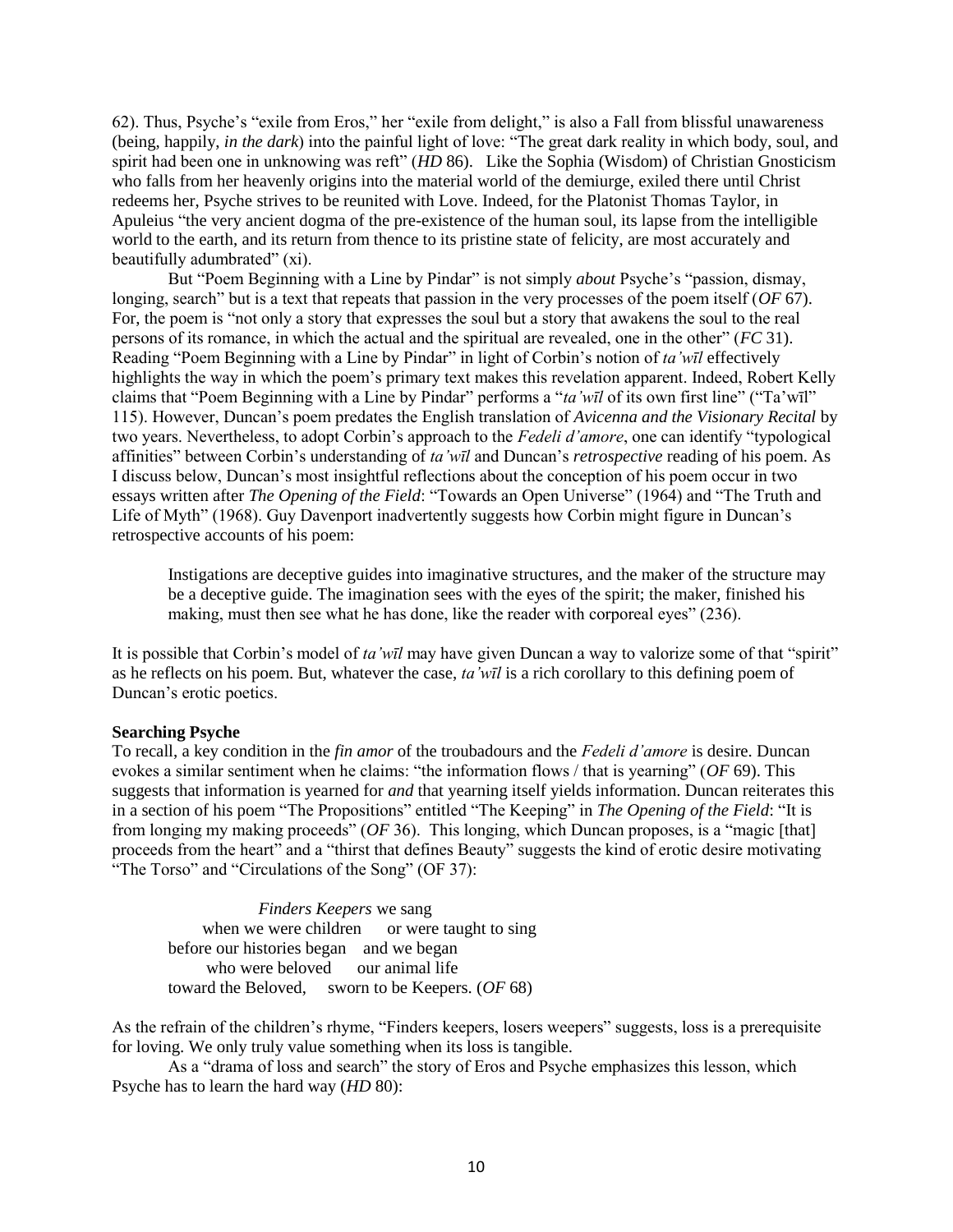62). Thus, Psyche's "exile from Eros," her "exile from delight," is also a Fall from blissful unawareness (being, happily, *in the dark*) into the painful light of love: "The great dark reality in which body, soul, and spirit had been one in unknowing was reft" (*HD* 86). Like the Sophia (Wisdom) of Christian Gnosticism who falls from her heavenly origins into the material world of the demiurge, exiled there until Christ redeems her, Psyche strives to be reunited with Love. Indeed, for the Platonist Thomas Taylor, in Apuleius "the very ancient dogma of the pre-existence of the human soul, its lapse from the intelligible world to the earth, and its return from thence to its pristine state of felicity, are most accurately and beautifully adumbrated" (xi).

But "Poem Beginning with a Line by Pindar" is not simply *about* Psyche's "passion, dismay, longing, search" but is a text that repeats that passion in the very processes of the poem itself (*OF* 67). For, the poem is "not only a story that expresses the soul but a story that awakens the soul to the real persons of its romance, in which the actual and the spiritual are revealed, one in the other" (*FC* 31). Reading "Poem Beginning with a Line by Pindar" in light of Corbin's notion of *ta'wīl* effectively highlights the way in which the poem's primary text makes this revelation apparent. Indeed, Robert Kelly claims that "Poem Beginning with a Line by Pindar" performs a "*ta'wīl* of its own first line" ("Ta'wīl" 115). However, Duncan's poem predates the English translation of *Avicenna and the Visionary Recital* by two years. Nevertheless, to adopt Corbin's approach to the *Fedeli d'amore*, one can identify "typological affinities" between Corbin's understanding of *ta'wīl* and Duncan's *retrospective* reading of his poem. As I discuss below, Duncan's most insightful reflections about the conception of his poem occur in two essays written after *The Opening of the Field*: "Towards an Open Universe" (1964) and "The Truth and Life of Myth" (1968). Guy Davenport inadvertently suggests how Corbin might figure in Duncan's retrospective accounts of his poem:

> Instigations are deceptive guides into imaginative structures, and the maker of the structure may be a deceptive guide. The imagination sees with the eyes of the spirit; the maker, finished his making, must then see what he has done, like the reader with corporeal eyes" (236).

It is possible that Corbin's model of *ta'wīl* may have given Duncan a way to valorize some of that "spirit" as he reflects on his poem. But, whatever the case, *ta'wīl* is a rich corollary to this defining poem of Duncan's erotic poetics.

**Searching Psyche**

To recall, a key condition in the *fin amor* of the troubadours and the *Fedeli d'amore* is desire. Duncan evokes a similar sentiment when he claims: "the information flows / that is yearning" (*OF* 69). This suggests that information is yearned for ***and*** that yearning itself yields information. Duncan reiterates this in a section of his poem "The Propositions" entitled "The Keeping" in *The Opening of the Field*: "It is from longing my making proceeds" (*OF* 36). This longing, which Duncan proposes, is a "magic [that] proceeds from the heart" and a "thirst that defines Beauty" suggests the kind of erotic desire motivating "The Torso" and "Circulations of the Song" (OF 37):

> *Finders Keepers* we sang
> when we were children     or were taught to sing
> before our histories began    and we began
> who were beloved     our animal life
> toward the Beloved,     sworn to be Keepers. (*OF* 68)

As the refrain of the children's rhyme, "Finders keepers, losers weepers" suggests, loss is a prerequisite for loving. We only truly value something when its loss is tangible.

As a "drama of loss and search" the story of Eros and Psyche emphasizes this lesson, which Psyche has to learn the hard way (*HD* 80):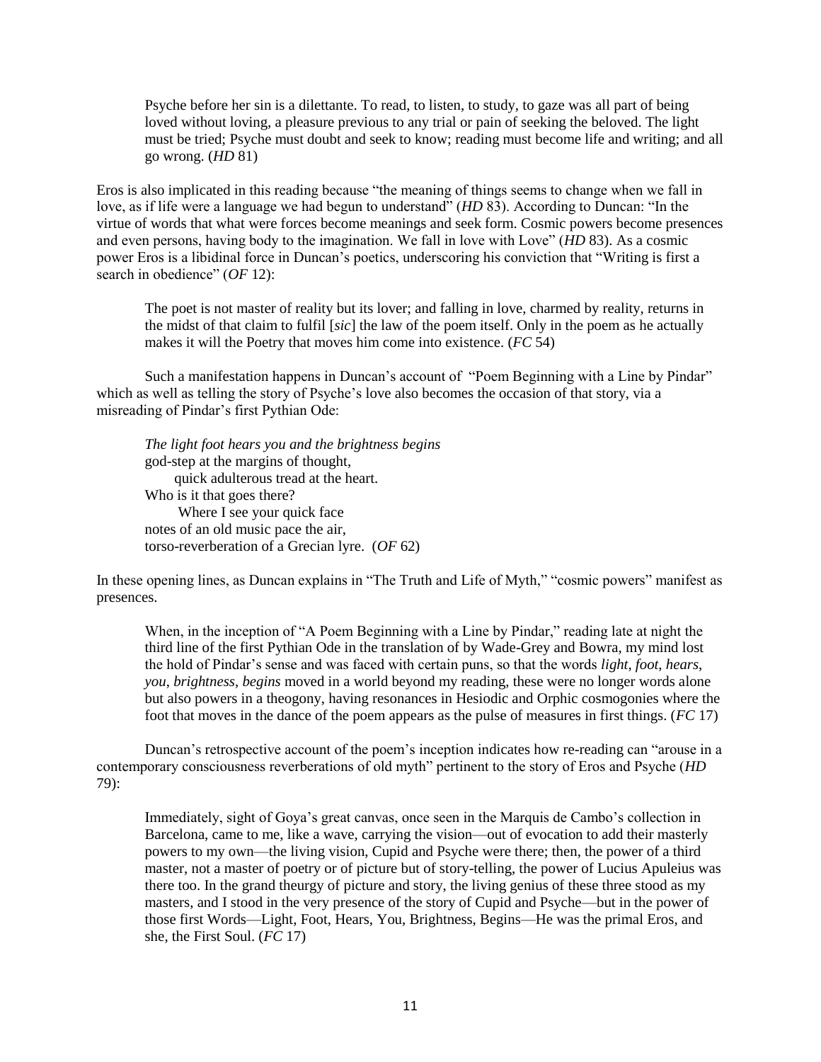> Psyche before her sin is a dilettante. To read, to listen, to study, to gaze was all part of being loved without loving, a pleasure previous to any trial or pain of seeking the beloved. The light must be tried; Psyche must doubt and seek to know; reading must become life and writing; and all go wrong. (*HD* 81)

Eros is also implicated in this reading because "the meaning of things seems to change when we fall in love, as if life were a language we had begun to understand" (*HD* 83). According to Duncan: "In the virtue of words that what were forces become meanings and seek form. Cosmic powers become presences and even persons, having body to the imagination. We fall in love with Love" (*HD* 83). As a cosmic power Eros is a libidinal force in Duncan's poetics, underscoring his conviction that "Writing is first a search in obedience" (*OF* 12):

> The poet is not master of reality but its lover; and falling in love, charmed by reality, returns in the midst of that claim to fulfil [*sic*] the law of the poem itself. Only in the poem as he actually makes it will the Poetry that moves him come into existence. (*FC* 54)

Such a manifestation happens in Duncan's account of "Poem Beginning with a Line by Pindar" which as well as telling the story of Psyche's love also becomes the occasion of that story, via a misreading of Pindar's first Pythian Ode:

> *The light foot hears you and the brightness begins*
> god-step at the margins of thought,
> &nbsp;&nbsp;&nbsp;&nbsp;quick adulterous tread at the heart.
> Who is it that goes there?
> &nbsp;&nbsp;&nbsp;&nbsp;Where I see your quick face
> notes of an old music pace the air,
> torso-reverberation of a Grecian lyre. (*OF* 62)

In these opening lines, as Duncan explains in "The Truth and Life of Myth," "cosmic powers" manifest as presences.

> When, in the inception of "A Poem Beginning with a Line by Pindar," reading late at night the third line of the first Pythian Ode in the translation of by Wade-Grey and Bowra, my mind lost the hold of Pindar's sense and was faced with certain puns, so that the words *light*, *foot*, *hears*, *you*, *brightness*, *begins* moved in a world beyond my reading, these were no longer words alone but also powers in a theogony, having resonances in Hesiodic and Orphic cosmogonies where the foot that moves in the dance of the poem appears as the pulse of measures in first things. (*FC* 17)

Duncan's retrospective account of the poem's inception indicates how re-reading can "arouse in a contemporary consciousness reverberations of old myth" pertinent to the story of Eros and Psyche (*HD* 79):

> Immediately, sight of Goya's great canvas, once seen in the Marquis de Cambo's collection in Barcelona, came to me, like a wave, carrying the vision—out of evocation to add their masterly powers to my own—the living vision, Cupid and Psyche were there; then, the power of a third master, not a master of poetry or of picture but of story-telling, the power of Lucius Apuleius was there too. In the grand theurgy of picture and story, the living genius of these three stood as my masters, and I stood in the very presence of the story of Cupid and Psyche—but in the power of those first Words—Light, Foot, Hears, You, Brightness, Begins—He was the primal Eros, and she, the First Soul. (*FC* 17)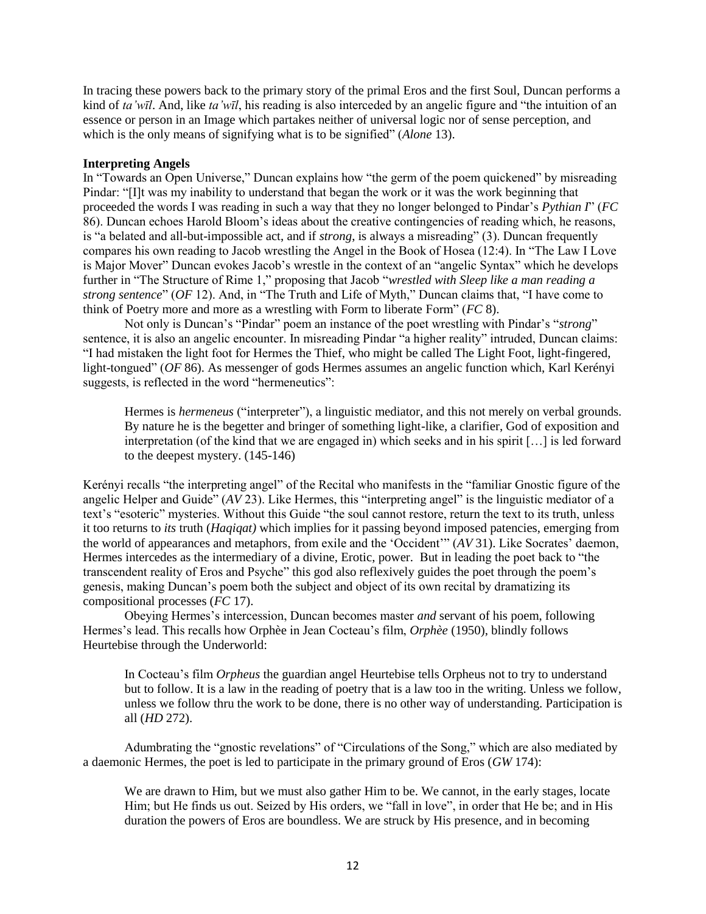In tracing these powers back to the primary story of the primal Eros and the first Soul, Duncan performs a kind of *ta'wīl*. And, like *ta'wīl*, his reading is also interceded by an angelic figure and "the intuition of an essence or person in an Image which partakes neither of universal logic nor of sense perception, and which is the only means of signifying what is to be signified" (*Alone* 13).

**Interpreting Angels**

In "Towards an Open Universe," Duncan explains how "the germ of the poem quickened" by misreading Pindar: "[I]t was my inability to understand that began the work or it was the work beginning that proceeded the words I was reading in such a way that they no longer belonged to Pindar's *Pythian I*" (*FC* 86). Duncan echoes Harold Bloom's ideas about the creative contingencies of reading which, he reasons, is "a belated and all-but-impossible act, and if *strong*, is always a misreading" (3). Duncan frequently compares his own reading to Jacob wrestling the Angel in the Book of Hosea (12:4). In "The Law I Love is Major Mover" Duncan evokes Jacob's wrestle in the context of an "angelic Syntax" which he develops further in "The Structure of Rime 1," proposing that Jacob "*wrestled with Sleep like a man reading a strong sentence*" (*OF* 12). And, in "The Truth and Life of Myth," Duncan claims that, "I have come to think of Poetry more and more as a wrestling with Form to liberate Form" (*FC* 8).

Not only is Duncan's "Pindar" poem an instance of the poet wrestling with Pindar's "*strong*" sentence, it is also an angelic encounter. In misreading Pindar "a higher reality" intruded, Duncan claims: "I had mistaken the light foot for Hermes the Thief, who might be called The Light Foot, light-fingered, light-tongued" (*OF* 86). As messenger of gods Hermes assumes an angelic function which, Karl Kerényi suggests, is reflected in the word "hermeneutics":

> Hermes is *hermeneus* ("interpreter"), a linguistic mediator, and this not merely on verbal grounds. By nature he is the begetter and bringer of something light-like, a clarifier, God of exposition and interpretation (of the kind that we are engaged in) which seeks and in his spirit […] is led forward to the deepest mystery. (145-146)

Kerényi recalls "the interpreting angel" of the Recital who manifests in the "familiar Gnostic figure of the angelic Helper and Guide" (*AV* 23). Like Hermes, this "interpreting angel" is the linguistic mediator of a text's "esoteric" mysteries. Without this Guide "the soul cannot restore, return the text to its truth, unless it too returns to *its* truth (*Haqiqat)* which implies for it passing beyond imposed patencies, emerging from the world of appearances and metaphors, from exile and the 'Occident'" (*AV* 31). Like Socrates' daemon, Hermes intercedes as the intermediary of a divine, Erotic, power. But in leading the poet back to "the transcendent reality of Eros and Psyche" this god also reflexively guides the poet through the poem's genesis, making Duncan's poem both the subject and object of its own recital by dramatizing its compositional processes (*FC* 17).

Obeying Hermes's intercession, Duncan becomes master *and* servant of his poem, following Hermes's lead. This recalls how Orphèe in Jean Cocteau's film, *Orphèe* (1950), blindly follows Heurtebise through the Underworld:

> In Cocteau's film *Orpheus* the guardian angel Heurtebise tells Orpheus not to try to understand but to follow. It is a law in the reading of poetry that is a law too in the writing. Unless we follow, unless we follow thru the work to be done, there is no other way of understanding. Participation is all (*HD* 272).

Adumbrating the "gnostic revelations" of "Circulations of the Song," which are also mediated by a daemonic Hermes, the poet is led to participate in the primary ground of Eros (*GW* 174):

> We are drawn to Him, but we must also gather Him to be. We cannot, in the early stages, locate Him; but He finds us out. Seized by His orders, we "fall in love", in order that He be; and in His duration the powers of Eros are boundless. We are struck by His presence, and in becoming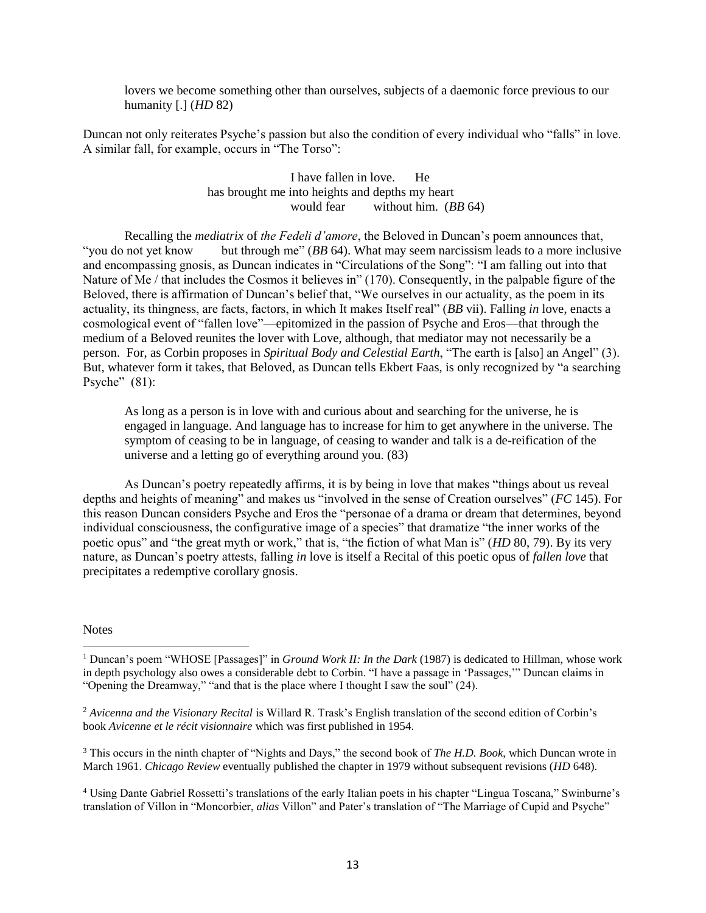> lovers we become something other than ourselves, subjects of a daemonic force previous to our humanity [.] (*HD* 82)

Duncan not only reiterates Psyche's passion but also the condition of every individual who "falls" in love. A similar fall, for example, occurs in "The Torso":

> I have fallen in love.      He
> has brought me into heights and depths my heart
> would fear        without him.  (*BB* 64)

Recalling the *mediatrix* of *the Fedeli d'amore*, the Beloved in Duncan's poem announces that, "you do not yet know        but through me" (*BB* 64). What may seem narcissism leads to a more inclusive and encompassing gnosis, as Duncan indicates in "Circulations of the Song": "I am falling out into that Nature of Me / that includes the Cosmos it believes in" (170). Consequently, in the palpable figure of the Beloved, there is affirmation of Duncan's belief that, "We ourselves in our actuality, as the poem in its actuality, its thingness, are facts, factors, in which It makes Itself real" (*BB* vii). Falling *in* love, enacts a cosmological event of "fallen love"—epitomized in the passion of Psyche and Eros—that through the medium of a Beloved reunites the lover with Love, although, that mediator may not necessarily be a person. For, as Corbin proposes in *Spiritual Body and Celestial Earth*, "The earth is [also] an Angel" (3). But, whatever form it takes, that Beloved, as Duncan tells Ekbert Faas, is only recognized by "a searching Psyche" (81):

> As long as a person is in love with and curious about and searching for the universe, he is engaged in language. And language has to increase for him to get anywhere in the universe. The symptom of ceasing to be in language, of ceasing to wander and talk is a de-reification of the universe and a letting go of everything around you. (83)

As Duncan's poetry repeatedly affirms, it is by being in love that makes "things about us reveal depths and heights of meaning" and makes us "involved in the sense of Creation ourselves" (*FC* 145). For this reason Duncan considers Psyche and Eros the "personae of a drama or dream that determines, beyond individual consciousness, the configurative image of a species" that dramatize "the inner works of the poetic opus" and "the great myth or work," that is, "the fiction of what Man is" (*HD* 80, 79). By its very nature, as Duncan's poetry attests, falling *in* love is itself a Recital of this poetic opus of *fallen love* that precipitates a redemptive corollary gnosis.

Notes

[1] Duncan's poem "WHOSE [Passages]" in *Ground Work II: In the Dark* (1987) is dedicated to Hillman, whose work in depth psychology also owes a considerable debt to Corbin. "I have a passage in 'Passages,'" Duncan claims in "Opening the Dreamway," "and that is the place where I thought I saw the soul" (24).

[2] *Avicenna and the Visionary Recital* is Willard R. Trask's English translation of the second edition of Corbin's book *Avicenne et le récit visionnaire* which was first published in 1954.

[3] This occurs in the ninth chapter of "Nights and Days," the second book of *The H.D. Book*, which Duncan wrote in March 1961. *Chicago Review* eventually published the chapter in 1979 without subsequent revisions (*HD* 648).

[4] Using Dante Gabriel Rossetti's translations of the early Italian poets in his chapter "Lingua Toscana," Swinburne's translation of Villon in "Moncorbier, *alias* Villon" and Pater's translation of "The Marriage of Cupid and Psyche"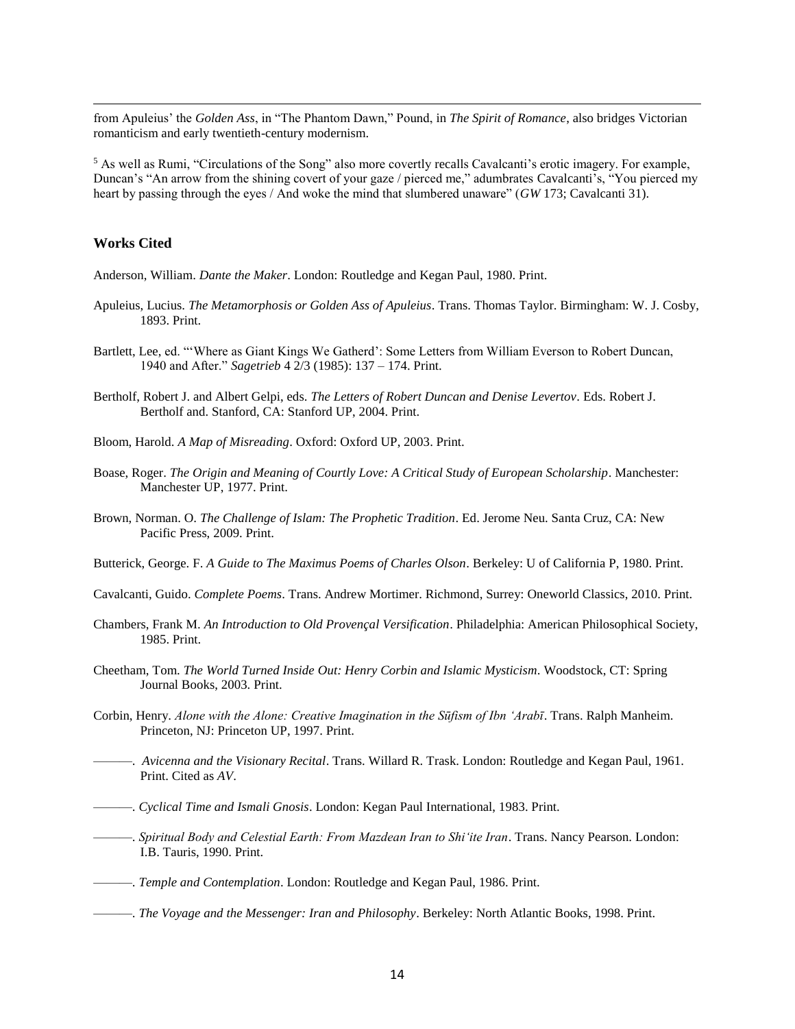from Apuleius' the *Golden Ass*, in "The Phantom Dawn," Pound, in *The Spirit of Romance*, also bridges Victorian romanticism and early twentieth-century modernism.

[5] As well as Rumi, "Circulations of the Song" also more covertly recalls Cavalcanti's erotic imagery. For example, Duncan's "An arrow from the shining covert of your gaze / pierced me," adumbrates Cavalcanti's, "You pierced my heart by passing through the eyes / And woke the mind that slumbered unaware" (*GW* 173; Cavalcanti 31).

### Works Cited

Anderson, William. *Dante the Maker*. London: Routledge and Kegan Paul, 1980. Print.

Apuleius, Lucius. *The Metamorphosis or Golden Ass of Apuleius*. Trans. Thomas Taylor. Birmingham: W. J. Cosby, 1893. Print.

Bartlett, Lee, ed. "'Where as Giant Kings We Gatherd': Some Letters from William Everson to Robert Duncan, 1940 and After." *Sagetrieb* 4 2/3 (1985): 137 – 174. Print.

Bertholf, Robert J. and Albert Gelpi, eds. *The Letters of Robert Duncan and Denise Levertov*. Eds. Robert J. Bertholf and. Stanford, CA: Stanford UP, 2004. Print.

Bloom, Harold. *A Map of Misreading*. Oxford: Oxford UP, 2003. Print.

Boase, Roger. *The Origin and Meaning of Courtly Love: A Critical Study of European Scholarship*. Manchester: Manchester UP, 1977. Print.

Brown, Norman. O. *The Challenge of Islam: The Prophetic Tradition*. Ed. Jerome Neu. Santa Cruz, CA: New Pacific Press, 2009. Print.

Butterick, George. F. *A Guide to The Maximus Poems of Charles Olson*. Berkeley: U of California P, 1980. Print.

Cavalcanti, Guido. *Complete Poems*. Trans. Andrew Mortimer. Richmond, Surrey: Oneworld Classics, 2010. Print.

Chambers, Frank M. *An Introduction to Old Provençal Versification*. Philadelphia: American Philosophical Society, 1985. Print.

Cheetham, Tom. *The World Turned Inside Out: Henry Corbin and Islamic Mysticism*. Woodstock, CT: Spring Journal Books, 2003. Print.

Corbin, Henry. *Alone with the Alone: Creative Imagination in the Sūfism of Ibn 'Arabī*. Trans. Ralph Manheim. Princeton, NJ: Princeton UP, 1997. Print.

———. *Avicenna and the Visionary Recital*. Trans. Willard R. Trask. London: Routledge and Kegan Paul, 1961. Print. Cited as *AV*.

———. *Cyclical Time and Ismali Gnosis*. London: Kegan Paul International, 1983. Print.

———. *Spiritual Body and Celestial Earth: From Mazdean Iran to Shi'ite Iran*. Trans. Nancy Pearson. London: I.B. Tauris, 1990. Print.

———. *Temple and Contemplation*. London: Routledge and Kegan Paul, 1986. Print.

———. *The Voyage and the Messenger: Iran and Philosophy*. Berkeley: North Atlantic Books, 1998. Print.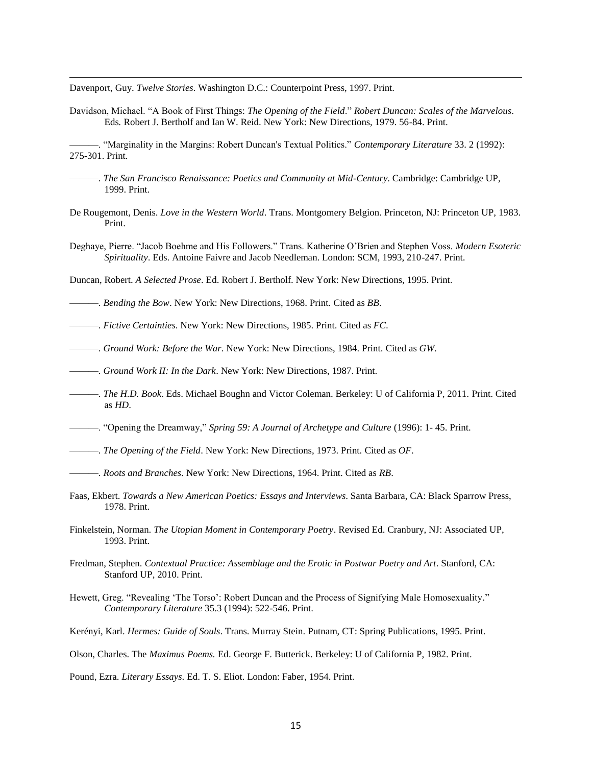Davenport, Guy. *Twelve Stories*. Washington D.C.: Counterpoint Press, 1997. Print.

Davidson, Michael. "A Book of First Things: *The Opening of the Field*." *Robert Duncan: Scales of the Marvelous*. Eds. Robert J. Bertholf and Ian W. Reid. New York: New Directions, 1979. 56-84. Print.

———. "Marginality in the Margins: Robert Duncan's Textual Politics." *Contemporary Literature* 33. 2 (1992): 275-301. Print.

———. *The San Francisco Renaissance: Poetics and Community at Mid-Century*. Cambridge: Cambridge UP, 1999. Print.

De Rougemont, Denis. *Love in the Western World*. Trans. Montgomery Belgion. Princeton, NJ: Princeton UP, 1983. Print.

Deghaye, Pierre. "Jacob Boehme and His Followers." Trans. Katherine O'Brien and Stephen Voss. *Modern Esoteric Spirituality*. Eds. Antoine Faivre and Jacob Needleman. London: SCM, 1993, 210-247. Print.

Duncan, Robert. *A Selected Prose*. Ed. Robert J. Bertholf. New York: New Directions, 1995. Print.

———. *Bending the Bow*. New York: New Directions, 1968. Print. Cited as *BB*.

———. *Fictive Certainties*. New York: New Directions, 1985. Print. Cited as *FC*.

———. *Ground Work: Before the War*. New York: New Directions, 1984. Print. Cited as *GW*.

———. *Ground Work II: In the Dark*. New York: New Directions, 1987. Print.

———. *The H.D. Book*. Eds. Michael Boughn and Victor Coleman. Berkeley: U of California P, 2011. Print. Cited as *HD*.

———. "Opening the Dreamway," *Spring 59: A Journal of Archetype and Culture* (1996): 1- 45. Print.

———. *The Opening of the Field*. New York: New Directions, 1973. Print. Cited as *OF*.

———. *Roots and Branches*. New York: New Directions, 1964. Print. Cited as *RB*.

Faas, Ekbert. *Towards a New American Poetics: Essays and Interviews*. Santa Barbara, CA: Black Sparrow Press, 1978. Print.

Finkelstein, Norman. *The Utopian Moment in Contemporary Poetry*. Revised Ed. Cranbury, NJ: Associated UP, 1993. Print.

Fredman, Stephen. *Contextual Practice: Assemblage and the Erotic in Postwar Poetry and Art*. Stanford, CA: Stanford UP, 2010. Print.

Hewett, Greg. "Revealing 'The Torso': Robert Duncan and the Process of Signifying Male Homosexuality." *Contemporary Literature* 35.3 (1994): 522-546. Print.

Kerényi, Karl. *Hermes: Guide of Souls*. Trans. Murray Stein. Putnam, CT: Spring Publications, 1995. Print.

Olson, Charles. The *Maximus Poems.* Ed. George F. Butterick. Berkeley: U of California P, 1982. Print.

Pound, Ezra. *Literary Essays*. Ed. T. S. Eliot. London: Faber, 1954. Print.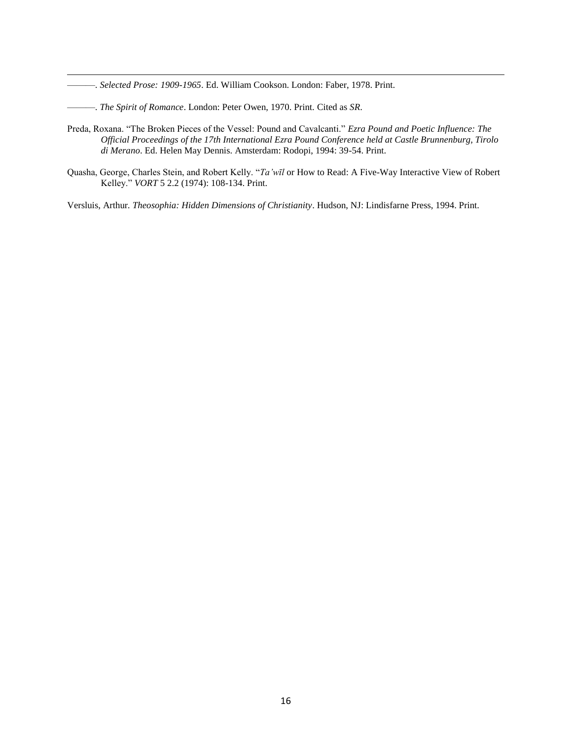———. *Selected Prose: 1909-1965*. Ed. William Cookson. London: Faber, 1978. Print.

———. *The Spirit of Romance*. London: Peter Owen, 1970. Print. Cited as *SR*.

Preda, Roxana. "The Broken Pieces of the Vessel: Pound and Cavalcanti." *Ezra Pound and Poetic Influence: The Official Proceedings of the 17th International Ezra Pound Conference held at Castle Brunnenburg, Tirolo di Merano*. Ed. Helen May Dennis. Amsterdam: Rodopi, 1994: 39-54. Print.

Quasha, George, Charles Stein, and Robert Kelly. "*Ta'wīl* or How to Read: A Five-Way Interactive View of Robert Kelley." *VORT* 5 2.2 (1974): 108-134. Print.

Versluis, Arthur. *Theosophia: Hidden Dimensions of Christianity*. Hudson, NJ: Lindisfarne Press, 1994. Print.